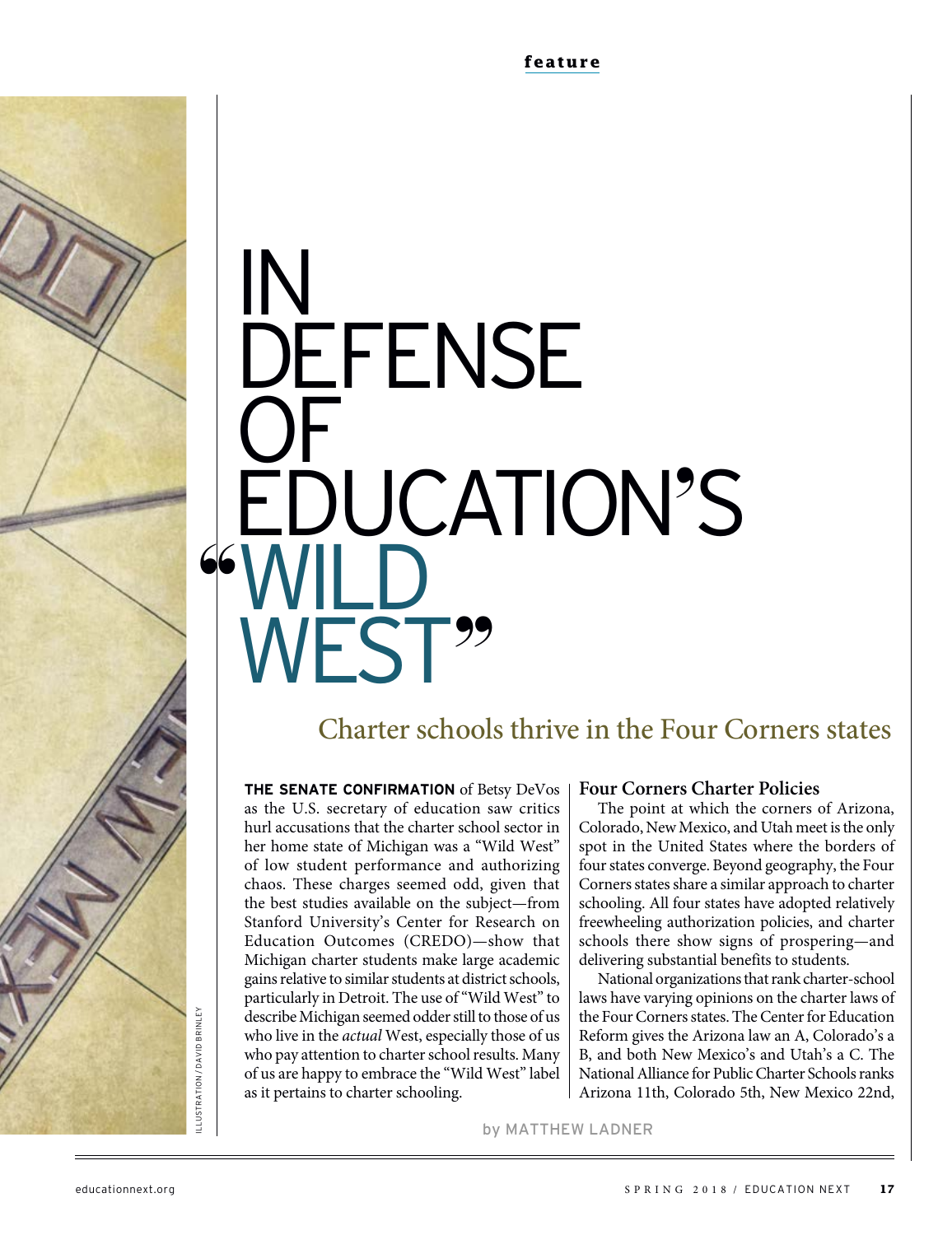# IN DEFENSE OF EDUCATION'S "WILD WEST"

## Charter schools thrive in the Four Corners states

by MATTHEW LADNER

**THE SENATE CONFIRMATION** of Betsy DeVos as the U.S. secretary of education saw critics hurl accusations that the charter school sector in her home state of Michigan was a "Wild West" of low student performance and authorizing chaos. These charges seemed odd, given that the best studies available on the subject—from Stanford University's Center for Research on Education Outcomes (CREDO)—show that Michigan charter students make large academic gains relative to similar students at district schools, particularly in Detroit. The use of "Wild West" to describe Michigan seemed odder still to those of us who live in the *actual* West, especially those of us who pay attention to charter school results. Many of us are happy to embrace the "Wild West" label as it pertains to charter schooling.

### Four Corners Charter Policies

The point at which the corners of Arizona, Colorado, New Mexico, and Utah meet is the only spot in the United States where the borders of four states converge. Beyond geography, the Four Corners states share a similar approach to charter schooling. All four states have adopted relatively freewheeling authorization policies, and charter schools there show signs of prospering—and delivering substantial benefits to students.

National organizations that rank charter-school laws have varying opinions on the charter laws of the Four Corners states. The Center for Education Reform gives the Arizona law an A, Colorado's a B, and both New Mexico's and Utah's a C. The National Alliance for Public Charter Schools ranks Arizona 11th, Colorado 5th, New Mexico 22nd,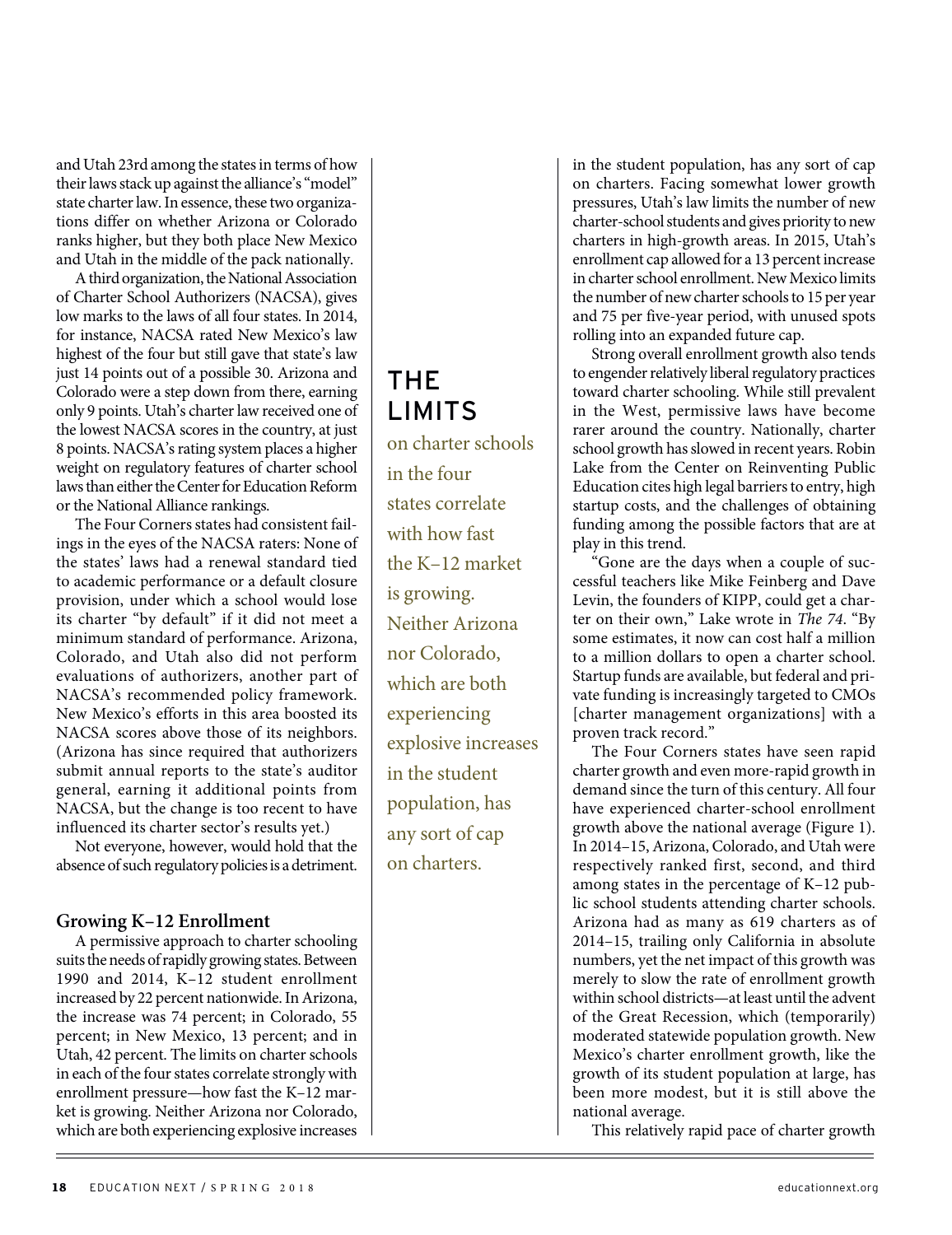and Utah 23rd among the states in terms of how their laws stack up against the alliance's "model" state charter law. In essence, these two organizations differ on whether Arizona or Colorado ranks higher, but they both place New Mexico and Utah in the middle of the pack nationally.

A third organization, the National Association of Charter School Authorizers (NACSA), gives low marks to the laws of all four states. In 2014, for instance, NACSA rated New Mexico's law highest of the four but still gave that state's law just 14 points out of a possible 30. Arizona and Colorado were a step down from there, earning only 9 points. Utah's charter law received one of the lowest NACSA scores in the country, at just 8 points. NACSA's rating system places a higher weight on regulatory features of charter school laws than either the Center for Education Reform or the National Alliance rankings.

The Four Corners states had consistent failings in the eyes of the NACSA raters: None of the states' laws had a renewal standard tied to academic performance or a default closure provision, under which a school would lose its charter "by default" if it did not meet a minimum standard of performance. Arizona, Colorado, and Utah also did not perform evaluations of authorizers, another part of NACSA's recommended policy framework. New Mexico's efforts in this area boosted its NACSA scores above those of its neighbors. (Arizona has since required that authorizers submit annual reports to the state's auditor general, earning it additional points from NACSA, but the change is too recent to have influenced its charter sector's results yet.)

Not everyone, however, would hold that the absence of such regulatory policies is a detriment.

### Growing K–12 Enrollment

A permissive approach to charter schooling suits the needs of rapidly growing states. Between 1990 and 2014, K–12 student enrollment increased by 22 percent nationwide. In Arizona, the increase was 74 percent; in Colorado, 55 percent; in New Mexico, 13 percent; and in Utah, 42 percent. The limits on charter schools in each of the four states correlate strongly with enrollment pressure—how fast the K–12 market is growing. Neither Arizona nor Colorado, which are both experiencing explosive increases in the student population, has any sort of cap on charters. Facing somewhat lower growth pressures, Utah's law limits the number of new charter-school students and gives priority to new charters in high-growth areas. In 2015, Utah's enrollment cap allowed for a 13 percent increase in charter school enrollment. New Mexico limits the number of new charter schools to 15 per year and 75 per five-year period, with unused spots rolling into an expanded future cap.

> **THE LIMITS** on charter schools in the four states correlate with how fast the K–12 market is growing. Neither Arizona nor Colorado, which are both experiencing explosive increases in the student population, has any sort of cap on charters.

Strong overall enrollment growth also tends to engender relatively liberal regulatory practices toward charter schooling. While still prevalent in the West, permissive laws have become rarer around the country. Nationally, charter school growth has slowed in recent years. Robin Lake from the Center on Reinventing Public Education cites high legal barriers to entry, high startup costs, and the challenges of obtaining funding among the possible factors that are at play in this trend.

"Gone are the days when a couple of successful teachers like Mike Feinberg and Dave Levin, the founders of KIPP, could get a charter on their own," Lake wrote in *The 74*. "By some estimates, it now can cost half a million to a million dollars to open a charter school. Startup funds are available, but federal and private funding is increasingly targeted to CMOs [charter management organizations] with a proven track record."

The Four Corners states have seen rapid charter growth and even more-rapid growth in demand since the turn of this century. All four have experienced charter-school enrollment growth above the national average (Figure 1). In 2014–15, Arizona, Colorado, and Utah were respectively ranked first, second, and third among states in the percentage of K–12 public school students attending charter schools. Arizona had as many as 619 charters as of 2014–15, trailing only California in absolute numbers, yet the net impact of this growth was merely to slow the rate of enrollment growth within school districts—at least until the advent of the Great Recession, which (temporarily) moderated statewide population growth. New Mexico's charter enrollment growth, like the growth of its student population at large, has been more modest, but it is still above the national average.

This relatively rapid pace of charter growth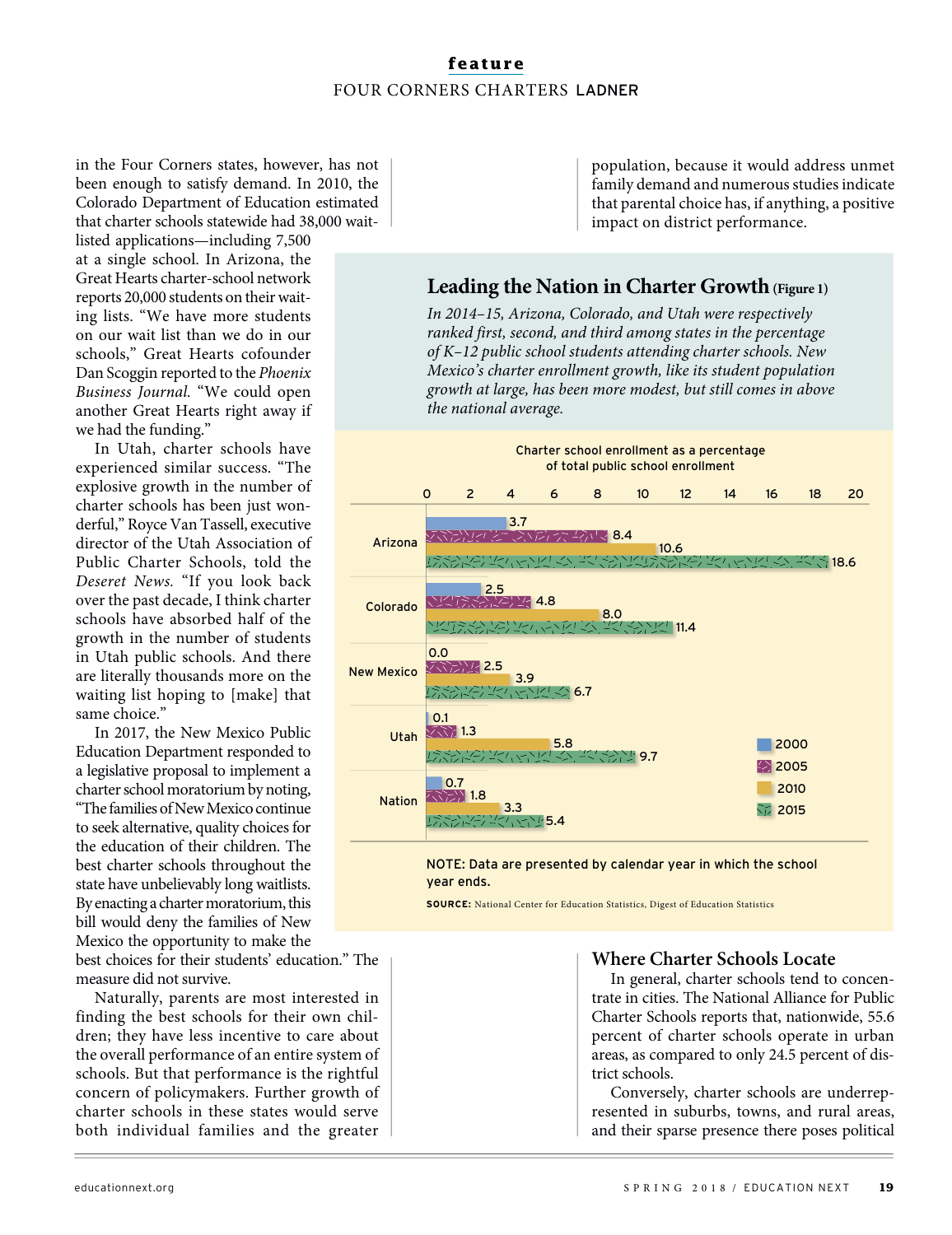in the Four Corners states, however, has not been enough to satisfy demand. In 2010, the Colorado Department of Education estimated that charter schools statewide had 38,000 wait-listed applications—including 7,500 at a single school. In Arizona, the Great Hearts charter-school network reports 20,000 students on their waiting lists. "We have more students on our wait list than we do in our schools," Great Hearts cofounder Dan Scoggin reported to the *Phoenix Business Journal*. "We could open another Great Hearts right away if we had the funding."

In Utah, charter schools have experienced similar success. "The explosive growth in the number of charter schools has been just wonderful," Royce Van Tassell, executive director of the Utah Association of Public Charter Schools, told the *Deseret News*. "If you look back over the past decade, I think charter schools have absorbed half of the growth in the number of students in Utah public schools. And there are literally thousands more on the waiting list hoping to [make] that same choice."

In 2017, the New Mexico Public Education Department responded to a legislative proposal to implement a charter school moratorium by noting, "The families of New Mexico continue to seek alternative, quality choices for the education of their children. The best charter schools throughout the state have unbelievably long waitlists. By enacting a charter moratorium, this bill would deny the families of New Mexico the opportunity to make the best choices for their students' education." The measure did not survive.

Naturally, parents are most interested in finding the best schools for their own children; they have less incentive to care about the overall performance of an entire system of schools. But that performance is the rightful concern of policymakers. Further growth of charter schools in these states would serve both individual families and the greater population, because it would address unmet family demand and numerous studies indicate that parental choice has, if anything, a positive impact on district performance.

## Leading the Nation in Charter Growth (Figure 1)

*In 2014–15, Arizona, Colorado, and Utah were respectively ranked first, second, and third among states in the percentage of K–12 public school students attending charter schools. New Mexico's charter enrollment growth, like its student population growth at large, has been more modest, but still comes in above the national average.*

Charter school enrollment as a percentage of total public school enrollment

| | 2000 | 2005 | 2010 | 2015 |
|---|---|---|---|---|
| Arizona | 3.7 | 8.4 | 10.6 | 18.6 |
| Colorado | 2.5 | 4.8 | 8.0 | 11.4 |
| New Mexico | 0.0 | 2.5 | 3.9 | 6.7 |
| Utah | 0.1 | 1.3 | 5.8 | 9.7 |
| Nation | 0.7 | 1.8 | 3.3 | 5.4 |

NOTE: Data are presented by calendar year in which the school year ends.

**SOURCE:** National Center for Education Statistics, Digest of Education Statistics

### Where Charter Schools Locate

In general, charter schools tend to concentrate in cities. The National Alliance for Public Charter Schools reports that, nationwide, 55.6 percent of charter schools operate in urban areas, as compared to only 24.5 percent of district schools.

Conversely, charter schools are underrepresented in suburbs, towns, and rural areas, and their sparse presence there poses political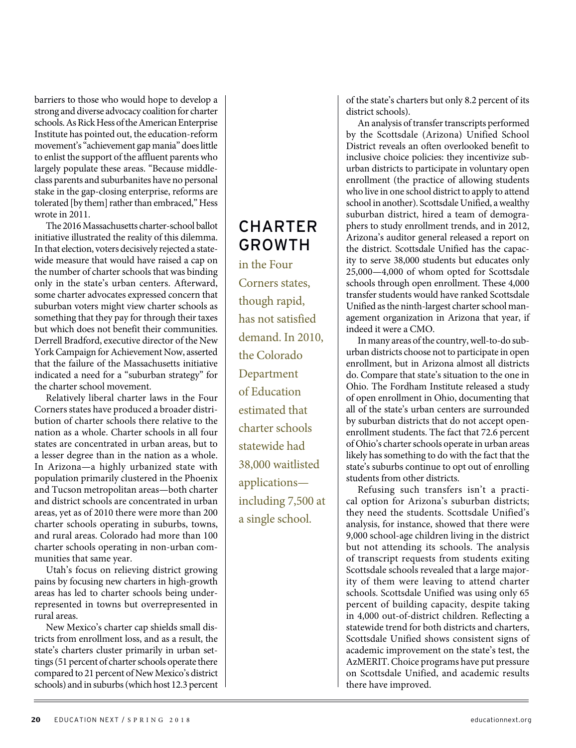barriers to those who would hope to develop a strong and diverse advocacy coalition for charter schools. As Rick Hess of the American Enterprise Institute has pointed out, the education-reform movement's "achievement gap mania" does little to enlist the support of the affluent parents who largely populate these areas. "Because middle-class parents and suburbanites have no personal stake in the gap-closing enterprise, reforms are tolerated [by them] rather than embraced," Hess wrote in 2011.

The 2016 Massachusetts charter-school ballot initiative illustrated the reality of this dilemma. In that election, voters decisively rejected a statewide measure that would have raised a cap on the number of charter schools that was binding only in the state's urban centers. Afterward, some charter advocates expressed concern that suburban voters might view charter schools as something that they pay for through their taxes but which does not benefit their communities. Derrell Bradford, executive director of the New York Campaign for Achievement Now, asserted that the failure of the Massachusetts initiative indicated a need for a "suburban strategy" for the charter school movement.

Relatively liberal charter laws in the Four Corners states have produced a broader distribution of charter schools there relative to the nation as a whole. Charter schools in all four states are concentrated in urban areas, but to a lesser degree than in the nation as a whole. In Arizona—a highly urbanized state with population primarily clustered in the Phoenix and Tucson metropolitan areas—both charter and district schools are concentrated in urban areas, yet as of 2010 there were more than 200 charter schools operating in suburbs, towns, and rural areas. Colorado had more than 100 charter schools operating in non-urban communities that same year.

Utah's focus on relieving district growing pains by focusing new charters in high-growth areas has led to charter schools being underrepresented in towns but overrepresented in rural areas.

New Mexico's charter cap shields small districts from enrollment loss, and as a result, the state's charters cluster primarily in urban settings (51 percent of charter schools operate there compared to 21 percent of New Mexico's district schools) and in suburbs (which host 12.3 percent of the state's charters but only 8.2 percent of its district schools).

> **CHARTER GROWTH** in the Four Corners states, though rapid, has not satisfied demand. In 2010, the Colorado Department of Education estimated that charter schools statewide had 38,000 waitlisted applications—including 7,500 at a single school.

An analysis of transfer transcripts performed by the Scottsdale (Arizona) Unified School District reveals an often overlooked benefit to inclusive choice policies: they incentivize suburban districts to participate in voluntary open enrollment (the practice of allowing students who live in one school district to apply to attend school in another). Scottsdale Unified, a wealthy suburban district, hired a team of demographers to study enrollment trends, and in 2012, Arizona's auditor general released a report on the district. Scottsdale Unified has the capacity to serve 38,000 students but educates only 25,000—4,000 of whom opted for Scottsdale schools through open enrollment. These 4,000 transfer students would have ranked Scottsdale Unified as the ninth-largest charter school management organization in Arizona that year, if indeed it were a CMO.

In many areas of the country, well-to-do suburban districts choose not to participate in open enrollment, but in Arizona almost all districts do. Compare that state's situation to the one in Ohio. The Fordham Institute released a study of open enrollment in Ohio, documenting that all of the state's urban centers are surrounded by suburban districts that do not accept open-enrollment students. The fact that 72.6 percent of Ohio's charter schools operate in urban areas likely has something to do with the fact that the state's suburbs continue to opt out of enrolling students from other districts.

Refusing such transfers isn't a practical option for Arizona's suburban districts; they need the students. Scottsdale Unified's analysis, for instance, showed that there were 9,000 school-age children living in the district but not attending its schools. The analysis of transcript requests from students exiting Scottsdale schools revealed that a large majority of them were leaving to attend charter schools. Scottsdale Unified was using only 65 percent of building capacity, despite taking in 4,000 out-of-district children. Reflecting a statewide trend for both districts and charters, Scottsdale Unified shows consistent signs of academic improvement on the state's test, the AzMERIT. Choice programs have put pressure on Scottsdale Unified, and academic results there have improved.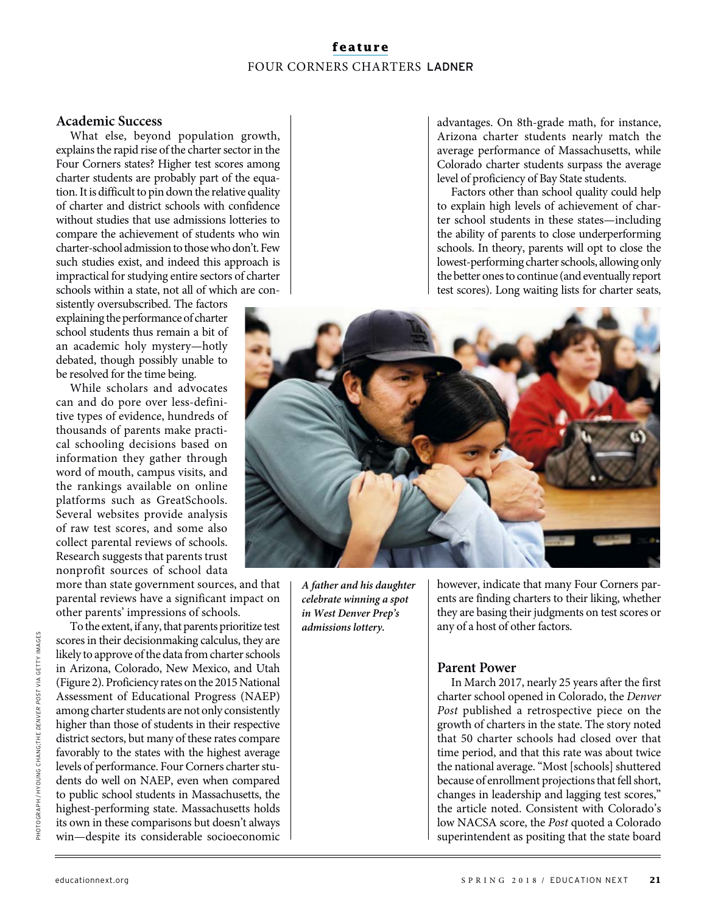## Academic Success

What else, beyond population growth, explains the rapid rise of the charter sector in the Four Corners states? Higher test scores among charter students are probably part of the equation. It is difficult to pin down the relative quality of charter and district schools with confidence without studies that use admissions lotteries to compare the achievement of students who win charter-school admission to those who don't. Few such studies exist, and indeed this approach is impractical for studying entire sectors of charter schools within a state, not all of which are consistently oversubscribed. The factors explaining the performance of charter school students thus remain a bit of an academic holy mystery—hotly debated, though possibly unable to be resolved for the time being.

While scholars and advocates can and do pore over less-definitive types of evidence, hundreds of thousands of parents make practical schooling decisions based on information they gather through word of mouth, campus visits, and the rankings available on online platforms such as GreatSchools. Several websites provide analysis of raw test scores, and some also collect parental reviews of schools. Research suggests that parents trust nonprofit sources of school data more than state government sources, and that parental reviews have a significant impact on other parents' impressions of schools.

To the extent, if any, that parents prioritize test scores in their decisionmaking calculus, they are likely to approve of the data from charter schools in Arizona, Colorado, New Mexico, and Utah (Figure 2). Proficiency rates on the 2015 National Assessment of Educational Progress (NAEP) among charter students are not only consistently higher than those of students in their respective district sectors, but many of these rates compare favorably to the states with the highest average levels of performance. Four Corners charter students do well on NAEP, even when compared to public school students in Massachusetts, the highest-performing state. Massachusetts holds its own in these comparisons but doesn't always win—despite its considerable socioeconomic advantages. On 8th-grade math, for instance, Arizona charter students nearly match the average performance of Massachusetts, while Colorado charter students surpass the average level of proficiency of Bay State students.

Factors other than school quality could help to explain high levels of achievement of charter school students in these states—including the ability of parents to close underperforming schools. In theory, parents will opt to close the lowest-performing charter schools, allowing only the better ones to continue (and eventually report test scores). Long waiting lists for charter seats, however, indicate that many Four Corners parents are finding charters to their liking, whether they are basing their judgments on test scores or any of a host of other factors.

*A father and his daughter celebrate winning a spot in West Denver Prep's admissions lottery.*

## Parent Power

In March 2017, nearly 25 years after the first charter school opened in Colorado, the *Denver Post* published a retrospective piece on the growth of charters in the state. The story noted that 50 charter schools had closed over that time period, and that this rate was about twice the national average. "Most [schools] shuttered because of enrollment projections that fell short, changes in leadership and lagging test scores," the article noted. Consistent with Colorado's low NACSA score, the *Post* quoted a Colorado superintendent as positing that the state board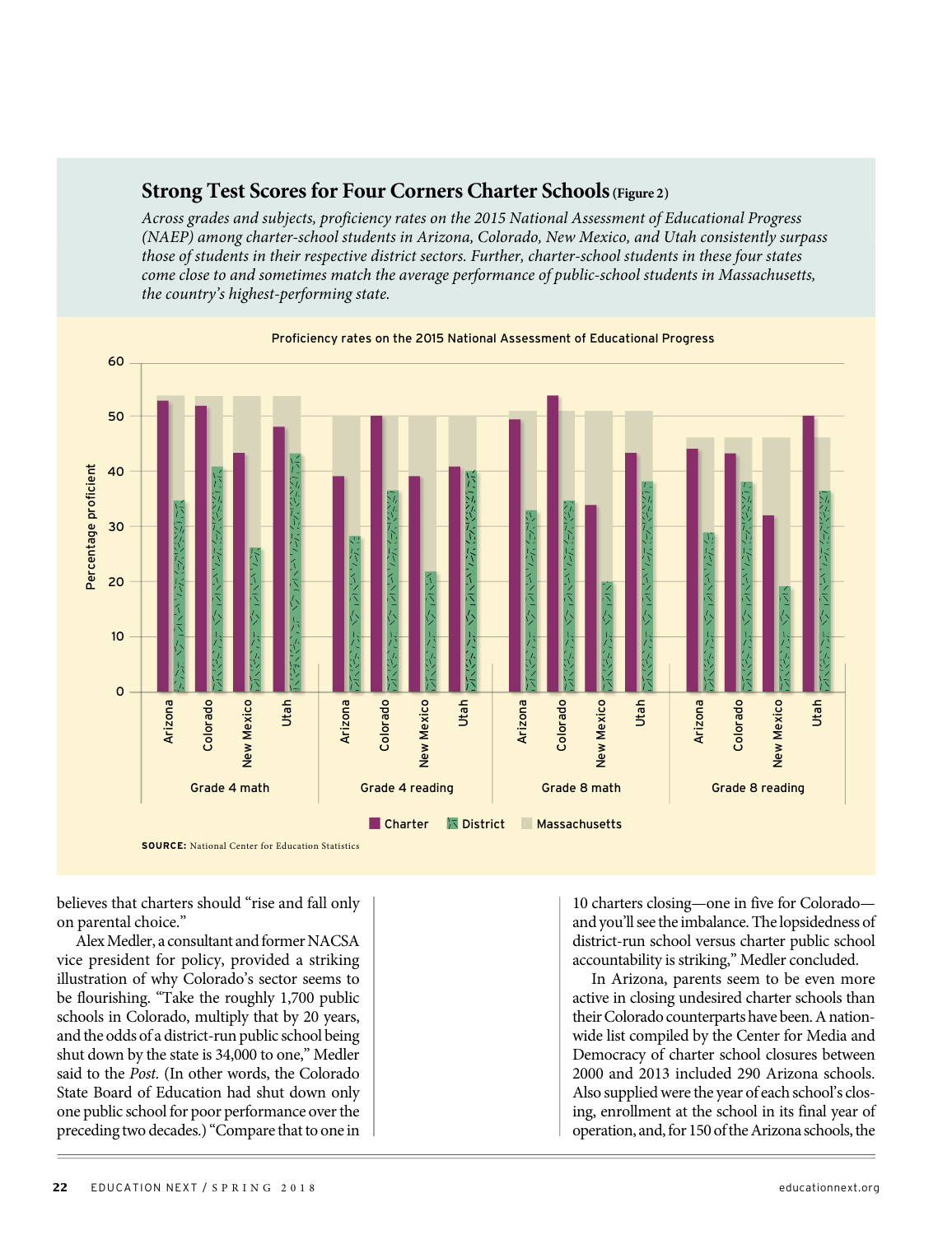### Strong Test Scores for Four Corners Charter Schools (Figure 2)

*Across grades and subjects, proficiency rates on the 2015 National Assessment of Educational Progress (NAEP) among charter-school students in Arizona, Colorado, New Mexico, and Utah consistently surpass those of students in their respective district sectors. Further, charter-school students in these four states come close to and sometimes match the average performance of public-school students in Massachusetts, the country's highest-performing state.*

Proficiency rates on the 2015 National Assessment of Educational Progress

| | State | Charter | District | Massachusetts |
|---|---|---|---|---|
| Grade 4 math | Arizona | 53 | 35 | 54 |
| | Colorado | 52 | 41 | 54 |
| | New Mexico | 43 | 26 | 54 |
| | Utah | 48 | 43 | 54 |
| Grade 4 reading | Arizona | 39 | 28 | 50 |
| | Colorado | 50 | 36 | 50 |
| | New Mexico | 39 | 22 | 50 |
| | Utah | 41 | 40 | 50 |
| Grade 8 math | Arizona | 49 | 33 | 51 |
| | Colorado | 54 | 35 | 51 |
| | New Mexico | 34 | 20 | 51 |
| | Utah | 43 | 38 | 51 |
| Grade 8 reading | Arizona | 44 | 29 | 46 |
| | Colorado | 43 | 38 | 46 |
| | New Mexico | 32 | 19 | 46 |
| | Utah | 50 | 36 | 46 |

Percentage proficient (approximate values read from chart)

**SOURCE:** National Center for Education Statistics

believes that charters should "rise and fall only on parental choice."

Alex Medler, a consultant and former NACSA vice president for policy, provided a striking illustration of why Colorado's sector seems to be flourishing. "Take the roughly 1,700 public schools in Colorado, multiply that by 20 years, and the odds of a district-run public school being shut down by the state is 34,000 to one," Medler said to the *Post*. (In other words, the Colorado State Board of Education had shut down only one public school for poor performance over the preceding two decades.) "Compare that to one in 10 charters closing—one in five for Colorado—and you'll see the imbalance. The lopsidedness of district-run school versus charter public school accountability is striking," Medler concluded.

In Arizona, parents seem to be even more active in closing undesired charter schools than their Colorado counterparts have been. A nationwide list compiled by the Center for Media and Democracy of charter school closures between 2000 and 2013 included 290 Arizona schools. Also supplied were the year of each school's closing, enrollment at the school in its final year of operation, and, for 150 of the Arizona schools, the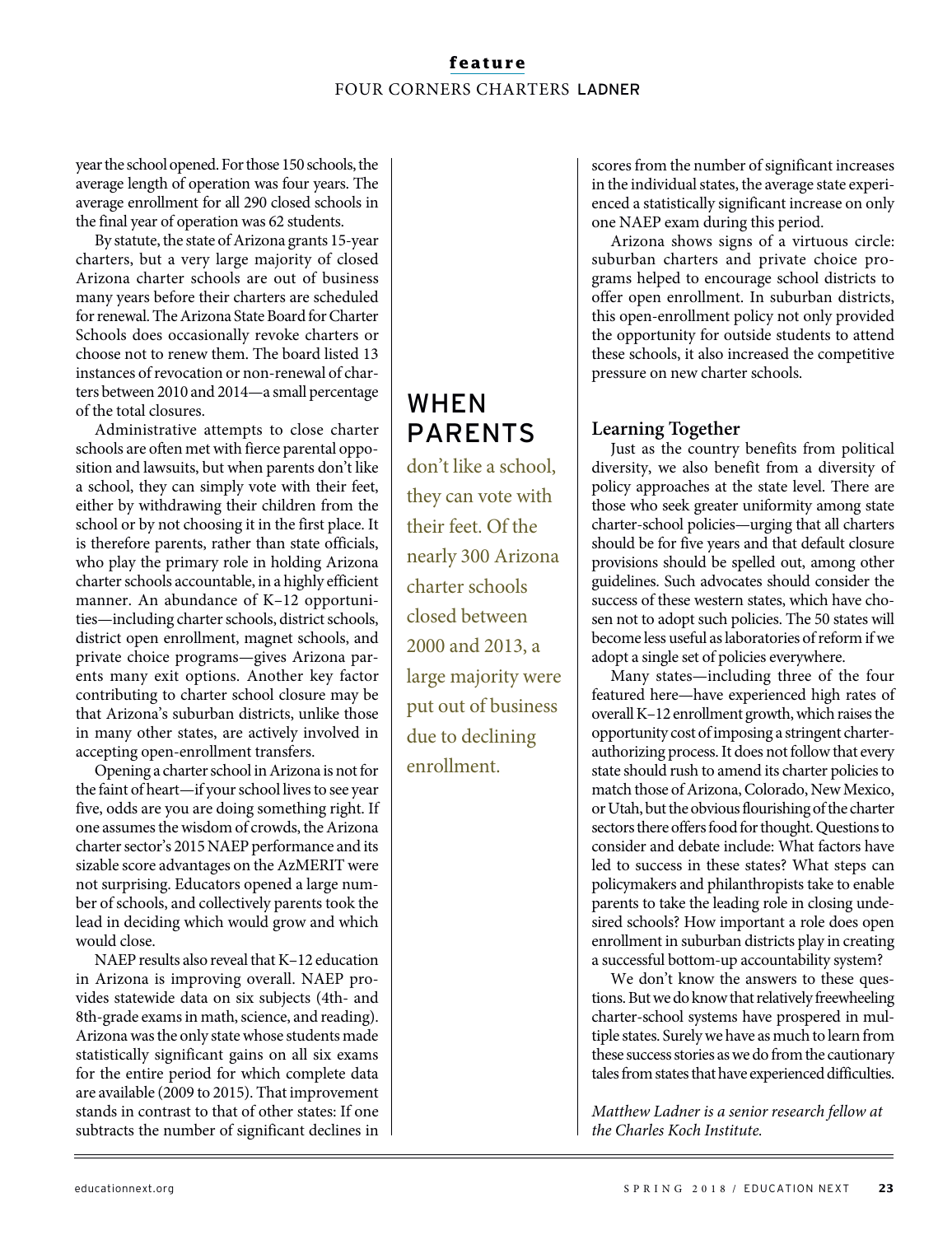year the school opened. For those 150 schools, the average length of operation was four years. The average enrollment for all 290 closed schools in the final year of operation was 62 students.

By statute, the state of Arizona grants 15-year charters, but a very large majority of closed Arizona charter schools are out of business many years before their charters are scheduled for renewal. The Arizona State Board for Charter Schools does occasionally revoke charters or choose not to renew them. The board listed 13 instances of revocation or non-renewal of charters between 2010 and 2014—a small percentage of the total closures.

Administrative attempts to close charter schools are often met with fierce parental opposition and lawsuits, but when parents don't like a school, they can simply vote with their feet, either by withdrawing their children from the school or by not choosing it in the first place. It is therefore parents, rather than state officials, who play the primary role in holding Arizona charter schools accountable, in a highly efficient manner. An abundance of K–12 opportunities—including charter schools, district schools, district open enrollment, magnet schools, and private choice programs—gives Arizona parents many exit options. Another key factor contributing to charter school closure may be that Arizona's suburban districts, unlike those in many other states, are actively involved in accepting open-enrollment transfers.

Opening a charter school in Arizona is not for the faint of heart—if your school lives to see year five, odds are you are doing something right. If one assumes the wisdom of crowds, the Arizona charter sector's 2015 NAEP performance and its sizable score advantages on the AzMERIT were not surprising. Educators opened a large number of schools, and collectively parents took the lead in deciding which would grow and which would close.

NAEP results also reveal that K–12 education in Arizona is improving overall. NAEP provides statewide data on six subjects (4th- and 8th-grade exams in math, science, and reading). Arizona was the only state whose students made statistically significant gains on all six exams for the entire period for which complete data are available (2009 to 2015). That improvement stands in contrast to that of other states: If one subtracts the number of significant declines in scores from the number of significant increases in the individual states, the average state experienced a statistically significant increase on only one NAEP exam during this period.

WHEN PARENTS don't like a school, they can vote with their feet. Of the nearly 300 Arizona charter schools closed between 2000 and 2013, a large majority were put out of business due to declining enrollment.

Arizona shows signs of a virtuous circle: suburban charters and private choice programs helped to encourage school districts to offer open enrollment. In suburban districts, this open-enrollment policy not only provided the opportunity for outside students to attend these schools, it also increased the competitive pressure on new charter schools.

## Learning Together

Just as the country benefits from political diversity, we also benefit from a diversity of policy approaches at the state level. There are those who seek greater uniformity among state charter-school policies—urging that all charters should be for five years and that default closure provisions should be spelled out, among other guidelines. Such advocates should consider the success of these western states, which have chosen not to adopt such policies. The 50 states will become less useful as laboratories of reform if we adopt a single set of policies everywhere.

Many states—including three of the four featured here—have experienced high rates of overall K–12 enrollment growth, which raises the opportunity cost of imposing a stringent charter-authorizing process. It does not follow that every state should rush to amend its charter policies to match those of Arizona, Colorado, New Mexico, or Utah, but the obvious flourishing of the charter sectors there offers food for thought. Questions to consider and debate include: What factors have led to success in these states? What steps can policymakers and philanthropists take to enable parents to take the leading role in closing undesired schools? How important a role does open enrollment in suburban districts play in creating a successful bottom-up accountability system?

We don't know the answers to these questions. But we do know that relatively freewheeling charter-school systems have prospered in multiple states. Surely we have as much to learn from these success stories as we do from the cautionary tales from states that have experienced difficulties.

*Matthew Ladner is a senior research fellow at the Charles Koch Institute.*